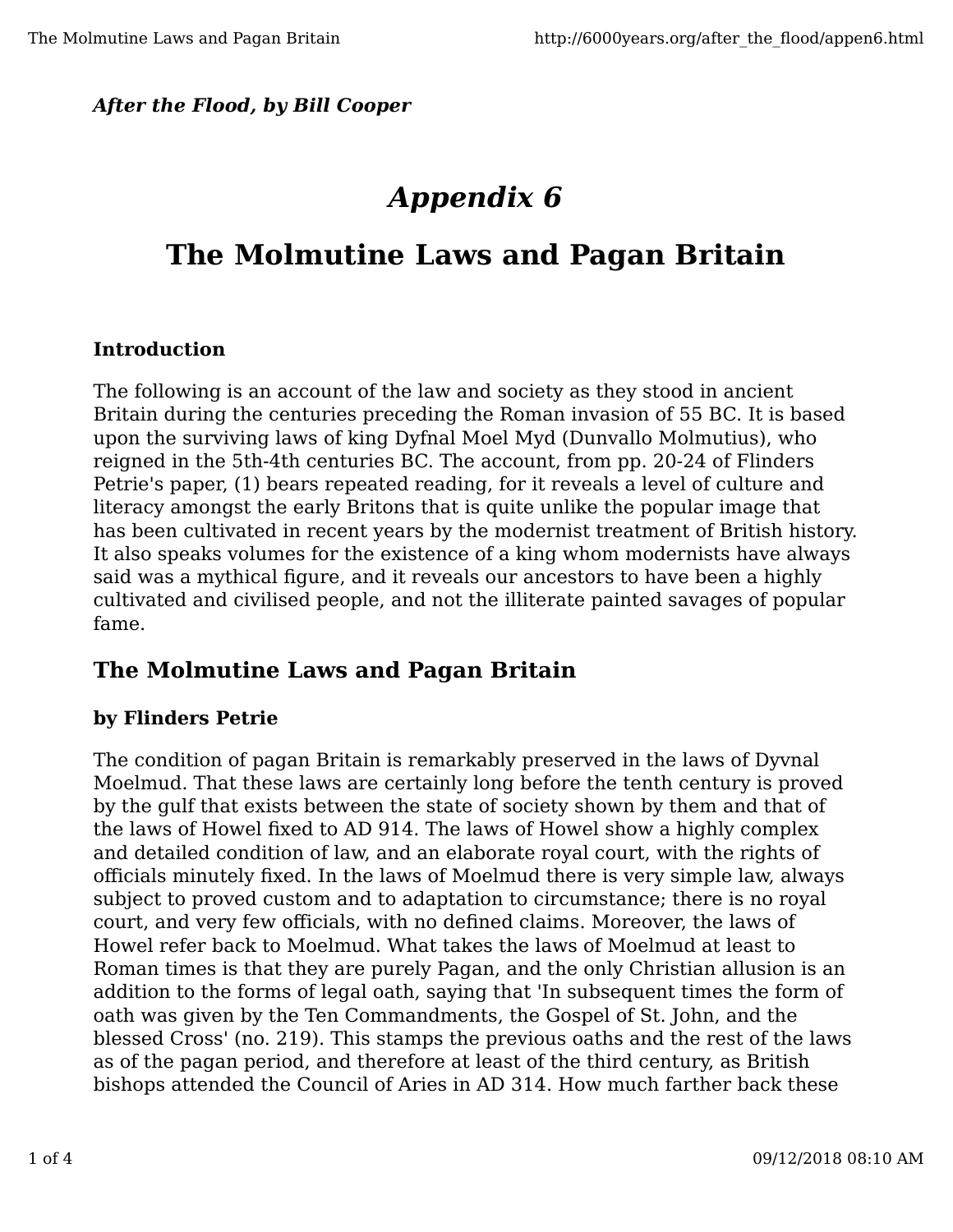***After the Flood, by Bill Cooper***

# *Appendix 6*

# The Molmutine Laws and Pagan Britain

### Introduction

The following is an account of the law and society as they stood in ancient Britain during the centuries preceding the Roman invasion of 55 BC. It is based upon the surviving laws of king Dyfnal Moel Myd (Dunvallo Molmutius), who reigned in the 5th-4th centuries BC. The account, from pp. 20-24 of Flinders Petrie's paper, (1) bears repeated reading, for it reveals a level of culture and literacy amongst the early Britons that is quite unlike the popular image that has been cultivated in recent years by the modernist treatment of British history. It also speaks volumes for the existence of a king whom modernists have always said was a mythical figure, and it reveals our ancestors to have been a highly cultivated and civilised people, and not the illiterate painted savages of popular fame.

## The Molmutine Laws and Pagan Britain

### by Flinders Petrie

The condition of pagan Britain is remarkably preserved in the laws of Dyvnal Moelmud. That these laws are certainly long before the tenth century is proved by the gulf that exists between the state of society shown by them and that of the laws of Howel fixed to AD 914. The laws of Howel show a highly complex and detailed condition of law, and an elaborate royal court, with the rights of officials minutely fixed. In the laws of Moelmud there is very simple law, always subject to proved custom and to adaptation to circumstance; there is no royal court, and very few officials, with no defined claims. Moreover, the laws of Howel refer back to Moelmud. What takes the laws of Moelmud at least to Roman times is that they are purely Pagan, and the only Christian allusion is an addition to the forms of legal oath, saying that 'In subsequent times the form of oath was given by the Ten Commandments, the Gospel of St. John, and the blessed Cross' (no. 219). This stamps the previous oaths and the rest of the laws as of the pagan period, and therefore at least of the third century, as British bishops attended the Council of Aries in AD 314. How much farther back these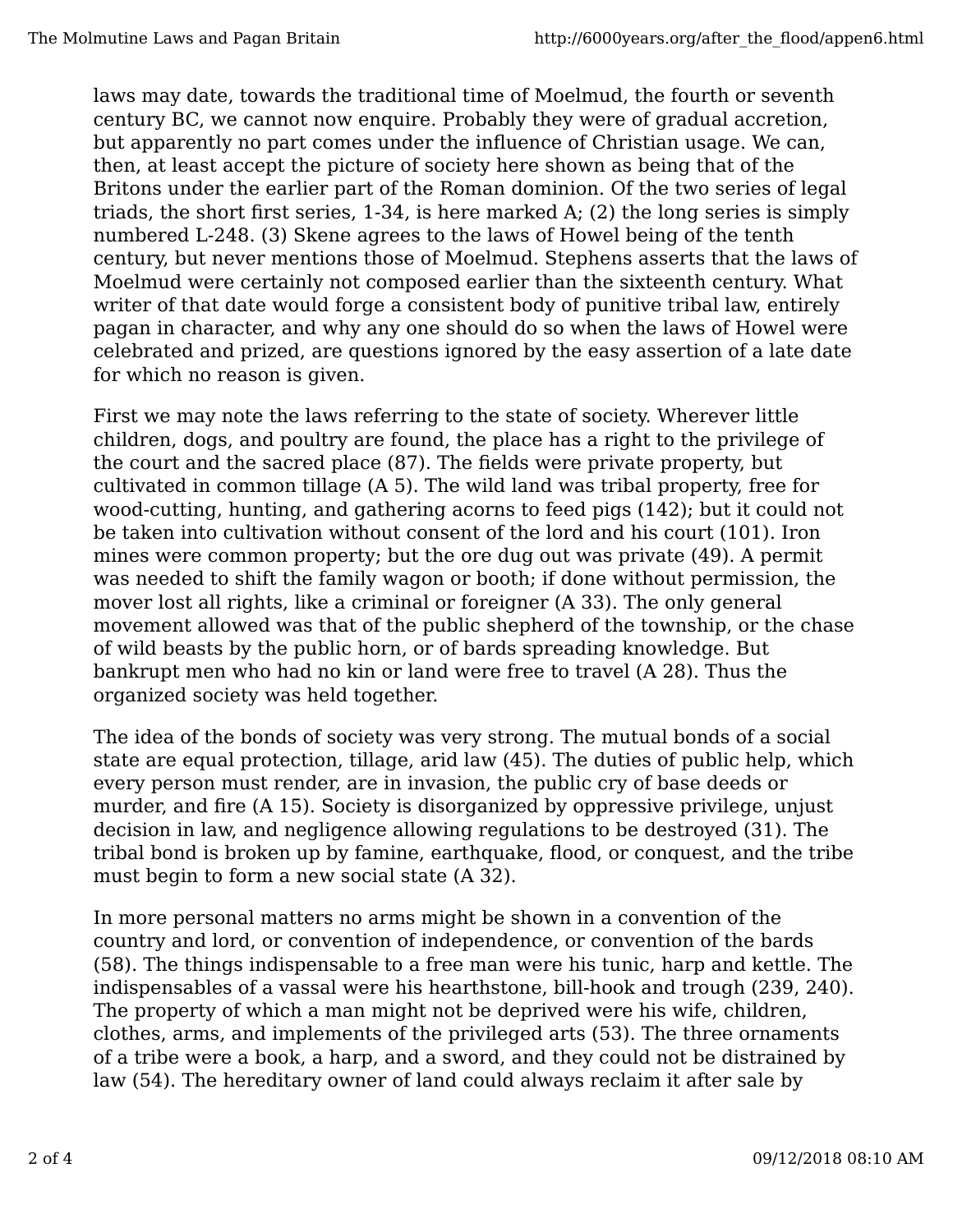laws may date, towards the traditional time of Moelmud, the fourth or seventh century BC, we cannot now enquire. Probably they were of gradual accretion, but apparently no part comes under the influence of Christian usage. We can, then, at least accept the picture of society here shown as being that of the Britons under the earlier part of the Roman dominion. Of the two series of legal triads, the short first series, 1-34, is here marked A; (2) the long series is simply numbered L-248. (3) Skene agrees to the laws of Howel being of the tenth century, but never mentions those of Moelmud. Stephens asserts that the laws of Moelmud were certainly not composed earlier than the sixteenth century. What writer of that date would forge a consistent body of punitive tribal law, entirely pagan in character, and why any one should do so when the laws of Howel were celebrated and prized, are questions ignored by the easy assertion of a late date for which no reason is given.

First we may note the laws referring to the state of society. Wherever little children, dogs, and poultry are found, the place has a right to the privilege of the court and the sacred place (87). The fields were private property, but cultivated in common tillage (A 5). The wild land was tribal property, free for wood-cutting, hunting, and gathering acorns to feed pigs (142); but it could not be taken into cultivation without consent of the lord and his court (101). Iron mines were common property; but the ore dug out was private (49). A permit was needed to shift the family wagon or booth; if done without permission, the mover lost all rights, like a criminal or foreigner (A 33). The only general movement allowed was that of the public shepherd of the township, or the chase of wild beasts by the public horn, or of bards spreading knowledge. But bankrupt men who had no kin or land were free to travel (A 28). Thus the organized society was held together.

The idea of the bonds of society was very strong. The mutual bonds of a social state are equal protection, tillage, arid law (45). The duties of public help, which every person must render, are in invasion, the public cry of base deeds or murder, and fire (A 15). Society is disorganized by oppressive privilege, unjust decision in law, and negligence allowing regulations to be destroyed (31). The tribal bond is broken up by famine, earthquake, flood, or conquest, and the tribe must begin to form a new social state (A 32).

In more personal matters no arms might be shown in a convention of the country and lord, or convention of independence, or convention of the bards (58). The things indispensable to a free man were his tunic, harp and kettle. The indispensables of a vassal were his hearthstone, bill-hook and trough (239, 240). The property of which a man might not be deprived were his wife, children, clothes, arms, and implements of the privileged arts (53). The three ornaments of a tribe were a book, a harp, and a sword, and they could not be distrained by law (54). The hereditary owner of land could always reclaim it after sale by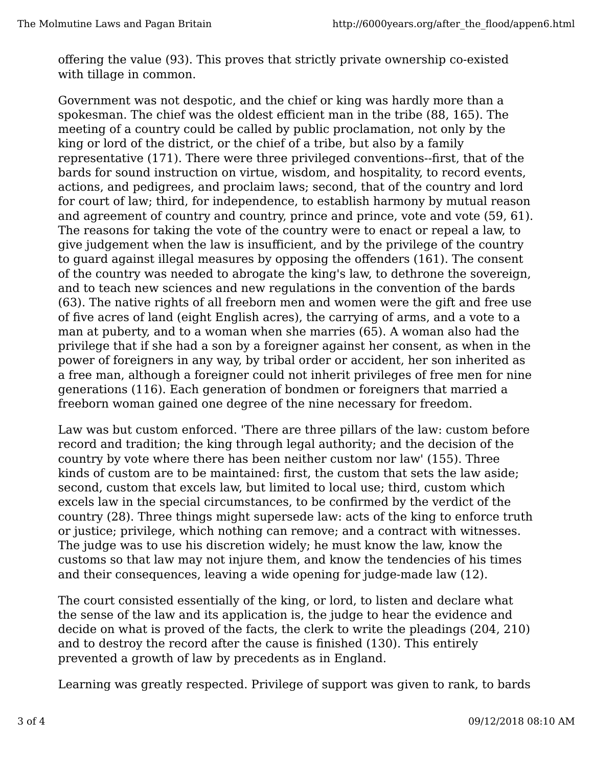offering the value (93). This proves that strictly private ownership co-existed with tillage in common.

Government was not despotic, and the chief or king was hardly more than a spokesman. The chief was the oldest efficient man in the tribe (88, 165). The meeting of a country could be called by public proclamation, not only by the king or lord of the district, or the chief of a tribe, but also by a family representative (171). There were three privileged conventions--first, that of the bards for sound instruction on virtue, wisdom, and hospitality, to record events, actions, and pedigrees, and proclaim laws; second, that of the country and lord for court of law; third, for independence, to establish harmony by mutual reason and agreement of country and country, prince and prince, vote and vote (59, 61). The reasons for taking the vote of the country were to enact or repeal a law, to give judgement when the law is insufficient, and by the privilege of the country to guard against illegal measures by opposing the offenders (161). The consent of the country was needed to abrogate the king's law, to dethrone the sovereign, and to teach new sciences and new regulations in the convention of the bards (63). The native rights of all freeborn men and women were the gift and free use of five acres of land (eight English acres), the carrying of arms, and a vote to a man at puberty, and to a woman when she marries (65). A woman also had the privilege that if she had a son by a foreigner against her consent, as when in the power of foreigners in any way, by tribal order or accident, her son inherited as a free man, although a foreigner could not inherit privileges of free men for nine generations (116). Each generation of bondmen or foreigners that married a freeborn woman gained one degree of the nine necessary for freedom.

Law was but custom enforced. 'There are three pillars of the law: custom before record and tradition; the king through legal authority; and the decision of the country by vote where there has been neither custom nor law' (155). Three kinds of custom are to be maintained: first, the custom that sets the law aside; second, custom that excels law, but limited to local use; third, custom which excels law in the special circumstances, to be confirmed by the verdict of the country (28). Three things might supersede law: acts of the king to enforce truth or justice; privilege, which nothing can remove; and a contract with witnesses. The judge was to use his discretion widely; he must know the law, know the customs so that law may not injure them, and know the tendencies of his times and their consequences, leaving a wide opening for judge-made law (12).

The court consisted essentially of the king, or lord, to listen and declare what the sense of the law and its application is, the judge to hear the evidence and decide on what is proved of the facts, the clerk to write the pleadings (204, 210) and to destroy the record after the cause is finished (130). This entirely prevented a growth of law by precedents as in England.

Learning was greatly respected. Privilege of support was given to rank, to bards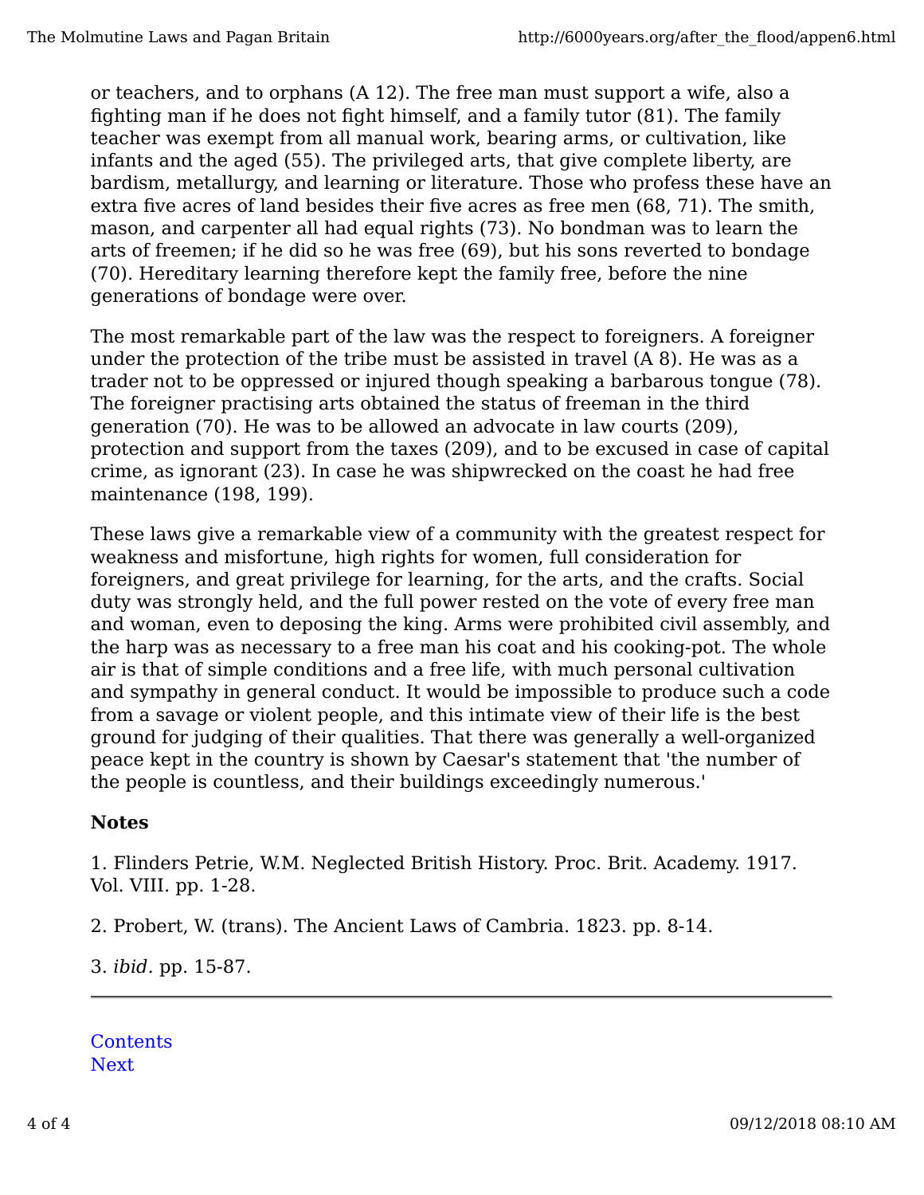or teachers, and to orphans (A 12). The free man must support a wife, also a fighting man if he does not fight himself, and a family tutor (81). The family teacher was exempt from all manual work, bearing arms, or cultivation, like infants and the aged (55). The privileged arts, that give complete liberty, are bardism, metallurgy, and learning or literature. Those who profess these have an extra five acres of land besides their five acres as free men (68, 71). The smith, mason, and carpenter all had equal rights (73). No bondman was to learn the arts of freemen; if he did so he was free (69), but his sons reverted to bondage (70). Hereditary learning therefore kept the family free, before the nine generations of bondage were over.

The most remarkable part of the law was the respect to foreigners. A foreigner under the protection of the tribe must be assisted in travel (A 8). He was as a trader not to be oppressed or injured though speaking a barbarous tongue (78). The foreigner practising arts obtained the status of freeman in the third generation (70). He was to be allowed an advocate in law courts (209), protection and support from the taxes (209), and to be excused in case of capital crime, as ignorant (23). In case he was shipwrecked on the coast he had free maintenance (198, 199).

These laws give a remarkable view of a community with the greatest respect for weakness and misfortune, high rights for women, full consideration for foreigners, and great privilege for learning, for the arts, and the crafts. Social duty was strongly held, and the full power rested on the vote of every free man and woman, even to deposing the king. Arms were prohibited civil assembly, and the harp was as necessary to a free man his coat and his cooking-pot. The whole air is that of simple conditions and a free life, with much personal cultivation and sympathy in general conduct. It would be impossible to produce such a code from a savage or violent people, and this intimate view of their life is the best ground for judging of their qualities. That there was generally a well-organized peace kept in the country is shown by Caesar's statement that 'the number of the people is countless, and their buildings exceedingly numerous.'

**Notes**

1. Flinders Petrie, W.M. Neglected British History. Proc. Brit. Academy. 1917. Vol. VIII. pp. 1-28.

2. Probert, W. (trans). The Ancient Laws of Cambria. 1823. pp. 8-14.

3. *ibid.* pp. 15-87.

---

Contents
Next